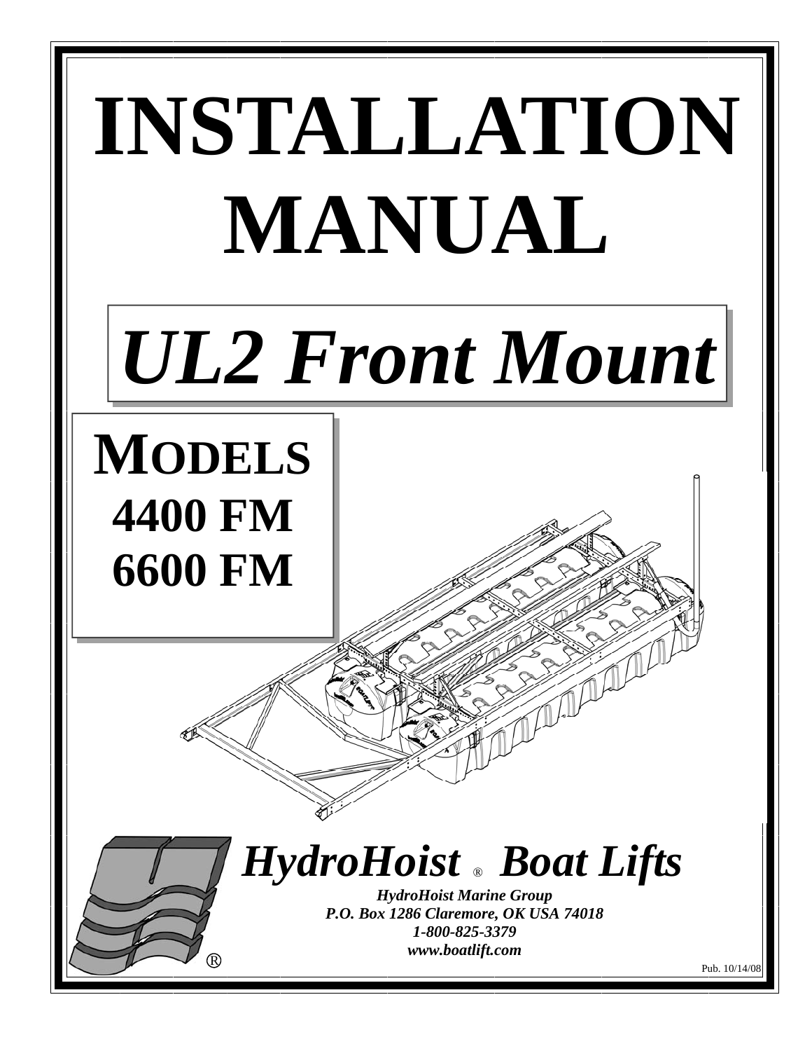# INSTALLATION MANUAL

## *UL2 Front Mount*

## MODELS
## 4400 FM
## 6600 FM

***HydroHoist ® Boat Lifts***

***HydroHoist Marine Group***
***P.O. Box 1286 Claremore, OK USA 74018***
***1-800-825-3379***
***www.boatlift.com***

Pub. 10/14/08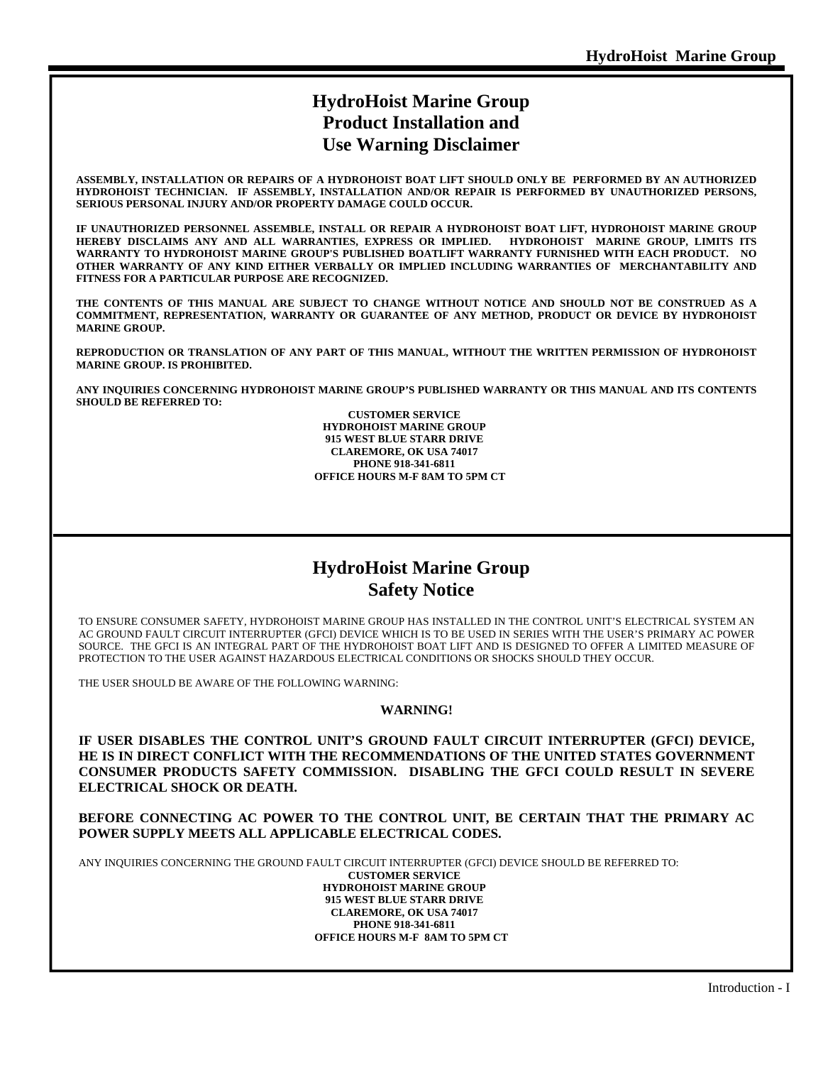# HydroHoist Marine Group
# Product Installation and
# Use Warning Disclaimer

**ASSEMBLY, INSTALLATION OR REPAIRS OF A HYDROHOIST BOAT LIFT SHOULD ONLY BE PERFORMED BY AN AUTHORIZED HYDROHOIST TECHNICIAN. IF ASSEMBLY, INSTALLATION AND/OR REPAIR IS PERFORMED BY UNAUTHORIZED PERSONS, SERIOUS PERSONAL INJURY AND/OR PROPERTY DAMAGE COULD OCCUR.**

**IF UNAUTHORIZED PERSONNEL ASSEMBLE, INSTALL OR REPAIR A HYDROHOIST BOAT LIFT, HYDROHOIST MARINE GROUP HEREBY DISCLAIMS ANY AND ALL WARRANTIES, EXPRESS OR IMPLIED. HYDROHOIST MARINE GROUP, LIMITS ITS WARRANTY TO HYDROHOIST MARINE GROUP'S PUBLISHED BOATLIFT WARRANTY FURNISHED WITH EACH PRODUCT. NO OTHER WARRANTY OF ANY KIND EITHER VERBALLY OR IMPLIED INCLUDING WARRANTIES OF MERCHANTABILITY AND FITNESS FOR A PARTICULAR PURPOSE ARE RECOGNIZED.**

**THE CONTENTS OF THIS MANUAL ARE SUBJECT TO CHANGE WITHOUT NOTICE AND SHOULD NOT BE CONSTRUED AS A COMMITMENT, REPRESENTATION, WARRANTY OR GUARANTEE OF ANY METHOD, PRODUCT OR DEVICE BY HYDROHOIST MARINE GROUP.**

**REPRODUCTION OR TRANSLATION OF ANY PART OF THIS MANUAL, WITHOUT THE WRITTEN PERMISSION OF HYDROHOIST MARINE GROUP. IS PROHIBITED.**

**ANY INQUIRIES CONCERNING HYDROHOIST MARINE GROUP'S PUBLISHED WARRANTY OR THIS MANUAL AND ITS CONTENTS SHOULD BE REFERRED TO:**

**CUSTOMER SERVICE**
**HYDROHOIST MARINE GROUP**
**915 WEST BLUE STARR DRIVE**
**CLAREMORE, OK USA 74017**
**PHONE 918-341-6811**
**OFFICE HOURS M-F 8AM TO 5PM CT**

# HydroHoist Marine Group
# Safety Notice

TO ENSURE CONSUMER SAFETY, HYDROHOIST MARINE GROUP HAS INSTALLED IN THE CONTROL UNIT'S ELECTRICAL SYSTEM AN AC GROUND FAULT CIRCUIT INTERRUPTER (GFCI) DEVICE WHICH IS TO BE USED IN SERIES WITH THE USER'S PRIMARY AC POWER SOURCE. THE GFCI IS AN INTEGRAL PART OF THE HYDROHOIST BOAT LIFT AND IS DESIGNED TO OFFER A LIMITED MEASURE OF PROTECTION TO THE USER AGAINST HAZARDOUS ELECTRICAL CONDITIONS OR SHOCKS SHOULD THEY OCCUR.

THE USER SHOULD BE AWARE OF THE FOLLOWING WARNING:

**WARNING!**

**IF USER DISABLES THE CONTROL UNIT'S GROUND FAULT CIRCUIT INTERRUPTER (GFCI) DEVICE, HE IS IN DIRECT CONFLICT WITH THE RECOMMENDATIONS OF THE UNITED STATES GOVERNMENT CONSUMER PRODUCTS SAFETY COMMISSION. DISABLING THE GFCI COULD RESULT IN SEVERE ELECTRICAL SHOCK OR DEATH.**

**BEFORE CONNECTING AC POWER TO THE CONTROL UNIT, BE CERTAIN THAT THE PRIMARY AC POWER SUPPLY MEETS ALL APPLICABLE ELECTRICAL CODES.**

ANY INQUIRIES CONCERNING THE GROUND FAULT CIRCUIT INTERRUPTER (GFCI) DEVICE SHOULD BE REFERRED TO:

**CUSTOMER SERVICE**
**HYDROHOIST MARINE GROUP**
**915 WEST BLUE STARR DRIVE**
**CLAREMORE, OK USA 74017**
**PHONE 918-341-6811**
**OFFICE HOURS M-F 8AM TO 5PM CT**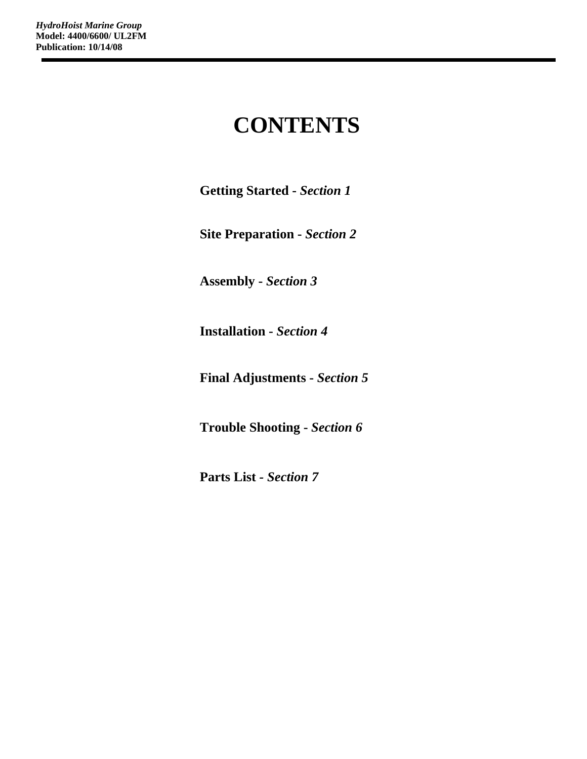# CONTENTS

**Getting Started -** ***Section 1***

**Site Preparation -** ***Section 2***

**Assembly -** ***Section 3***

**Installation -** ***Section 4***

**Final Adjustments -** ***Section 5***

**Trouble Shooting -** ***Section 6***

**Parts List -** ***Section 7***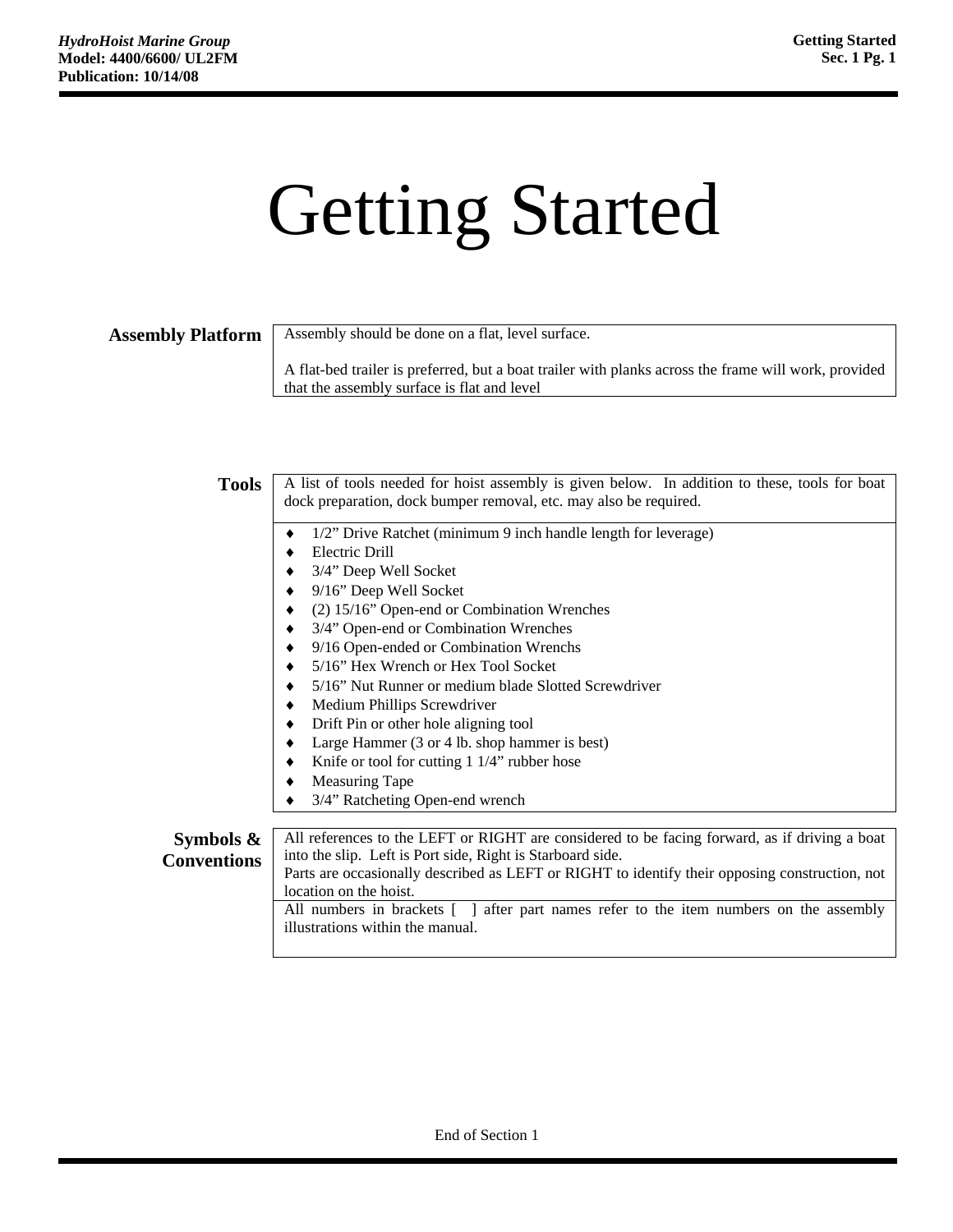# Getting Started

## Assembly Platform

Assembly should be done on a flat, level surface.

A flat-bed trailer is preferred, but a boat trailer with planks across the frame will work, provided that the assembly surface is flat and level

## Tools

A list of tools needed for hoist assembly is given below. In addition to these, tools for boat dock preparation, dock bumper removal, etc. may also be required.

- 1/2" Drive Ratchet (minimum 9 inch handle length for leverage)
- Electric Drill
- 3/4" Deep Well Socket
- 9/16" Deep Well Socket
- (2) 15/16" Open-end or Combination Wrenches
- 3/4" Open-end or Combination Wrenches
- 9/16 Open-ended or Combination Wrenchs
- 5/16" Hex Wrench or Hex Tool Socket
- 5/16" Nut Runner or medium blade Slotted Screwdriver
- Medium Phillips Screwdriver
- Drift Pin or other hole aligning tool
- Large Hammer (3 or 4 lb. shop hammer is best)
- Knife or tool for cutting 1 1/4" rubber hose
- Measuring Tape
- 3/4" Ratcheting Open-end wrench

## Symbols & Conventions

All references to the LEFT or RIGHT are considered to be facing forward, as if driving a boat into the slip. Left is Port side, Right is Starboard side.
Parts are occasionally described as LEFT or RIGHT to identify their opposing construction, not location on the hoist.

All numbers in brackets [ ] after part names refer to the item numbers on the assembly illustrations within the manual.

End of Section 1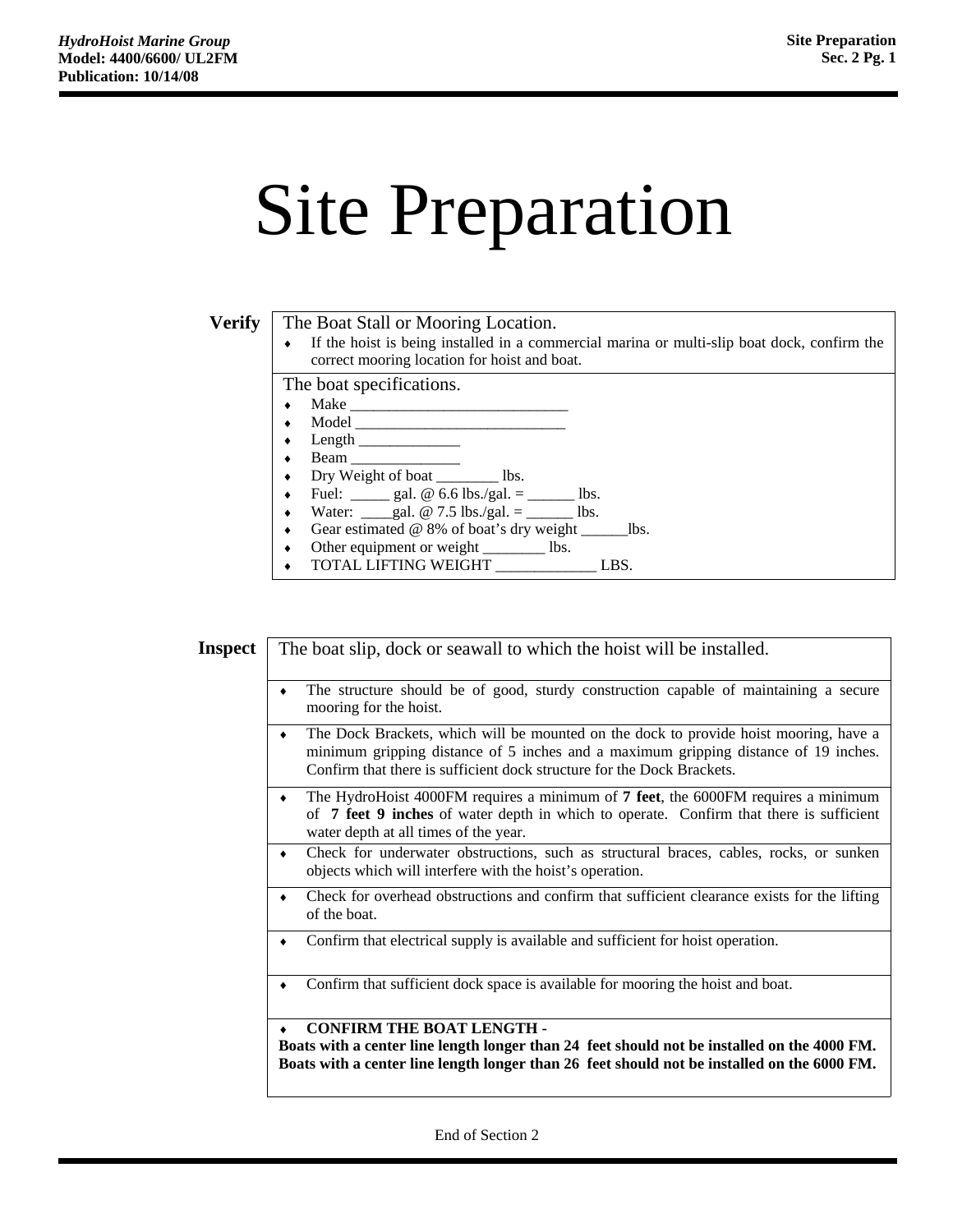# Site Preparation

| | |
|---|---|
| **Verify** | The Boat Stall or Mooring Location.<br>♦ If the hoist is being installed in a commercial marina or multi-slip boat dock, confirm the correct mooring location for hoist and boat. |
| | The boat specifications.<br>♦ Make ____________________________<br>♦ Model ___________________________<br>♦ Length _____________<br>♦ Beam ______________<br>♦ Dry Weight of boat ________ lbs.<br>♦ Fuel: _____ gal. @ 6.6 lbs./gal. = ______ lbs.<br>♦ Water: ____gal. @ 7.5 lbs./gal. = ______ lbs.<br>♦ Gear estimated @ 8% of boat's dry weight ______lbs.<br>♦ Other equipment or weight ________ lbs.<br>♦ TOTAL LIFTING WEIGHT _____________ LBS. |

| | |
|---|---|
| **Inspect** | The boat slip, dock or seawall to which the hoist will be installed. |
| | ♦ The structure should be of good, sturdy construction capable of maintaining a secure mooring for the hoist. |
| | ♦ The Dock Brackets, which will be mounted on the dock to provide hoist mooring, have a minimum gripping distance of 5 inches and a maximum gripping distance of 19 inches. Confirm that there is sufficient dock structure for the Dock Brackets. |
| | ♦ The HydroHoist 4000FM requires a minimum of **7 feet**, the 6000FM requires a minimum of **7 feet 9 inches** of water depth in which to operate. Confirm that there is sufficient water depth at all times of the year. |
| | ♦ Check for underwater obstructions, such as structural braces, cables, rocks, or sunken objects which will interfere with the hoist's operation. |
| | ♦ Check for overhead obstructions and confirm that sufficient clearance exists for the lifting of the boat. |
| | ♦ Confirm that electrical supply is available and sufficient for hoist operation. |
| | ♦ Confirm that sufficient dock space is available for mooring the hoist and boat. |
| | ♦ **CONFIRM THE BOAT LENGTH -**<br>**Boats with a center line length longer than 24 feet should not be installed on the 4000 FM.**<br>**Boats with a center line length longer than 26 feet should not be installed on the 6000 FM.** |

End of Section 2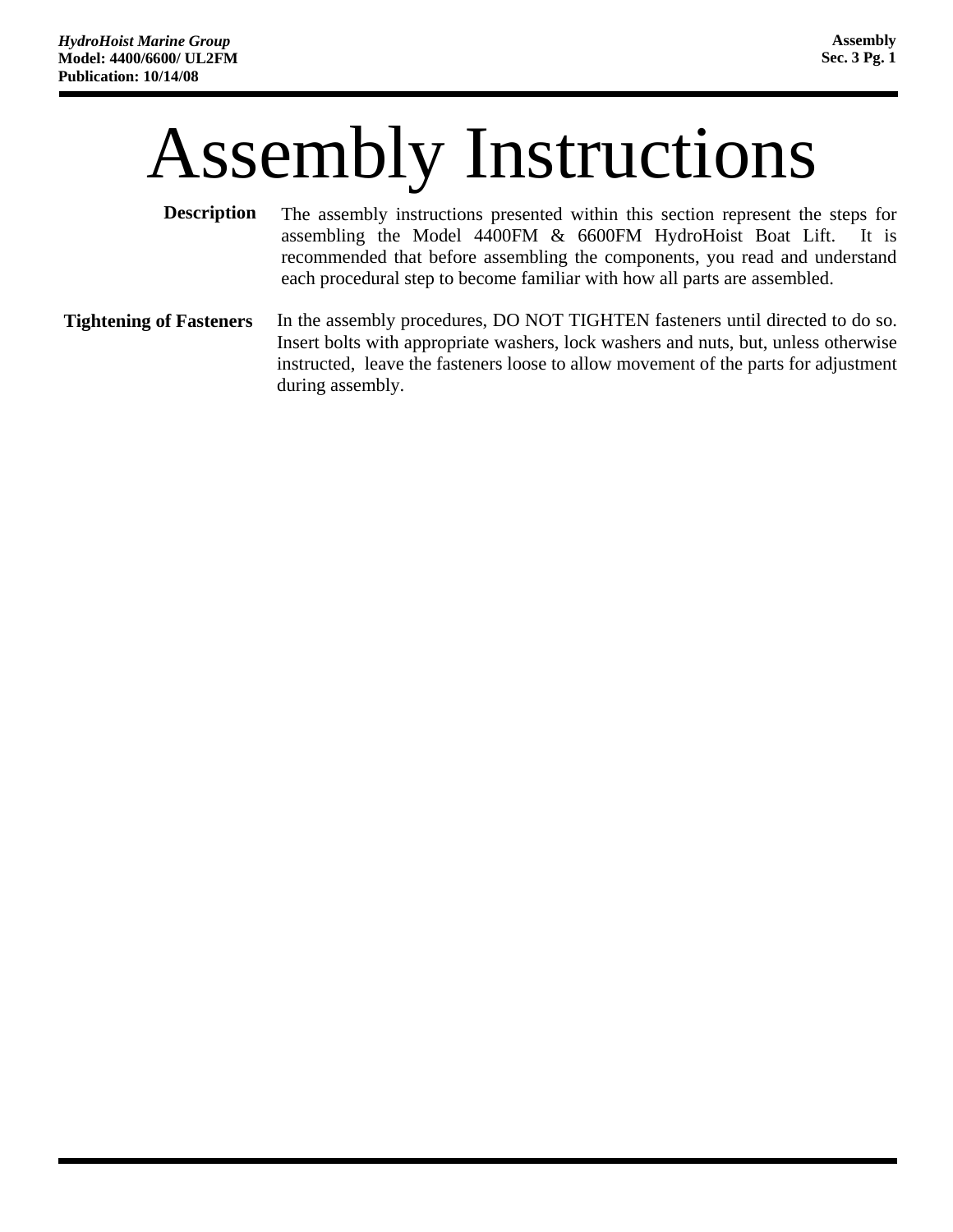# Assembly Instructions

**Description**

The assembly instructions presented within this section represent the steps for assembling the Model 4400FM & 6600FM HydroHoist Boat Lift. It is recommended that before assembling the components, you read and understand each procedural step to become familiar with how all parts are assembled.

**Tightening of Fasteners**

In the assembly procedures, DO NOT TIGHTEN fasteners until directed to do so. Insert bolts with appropriate washers, lock washers and nuts, but, unless otherwise instructed, leave the fasteners loose to allow movement of the parts for adjustment during assembly.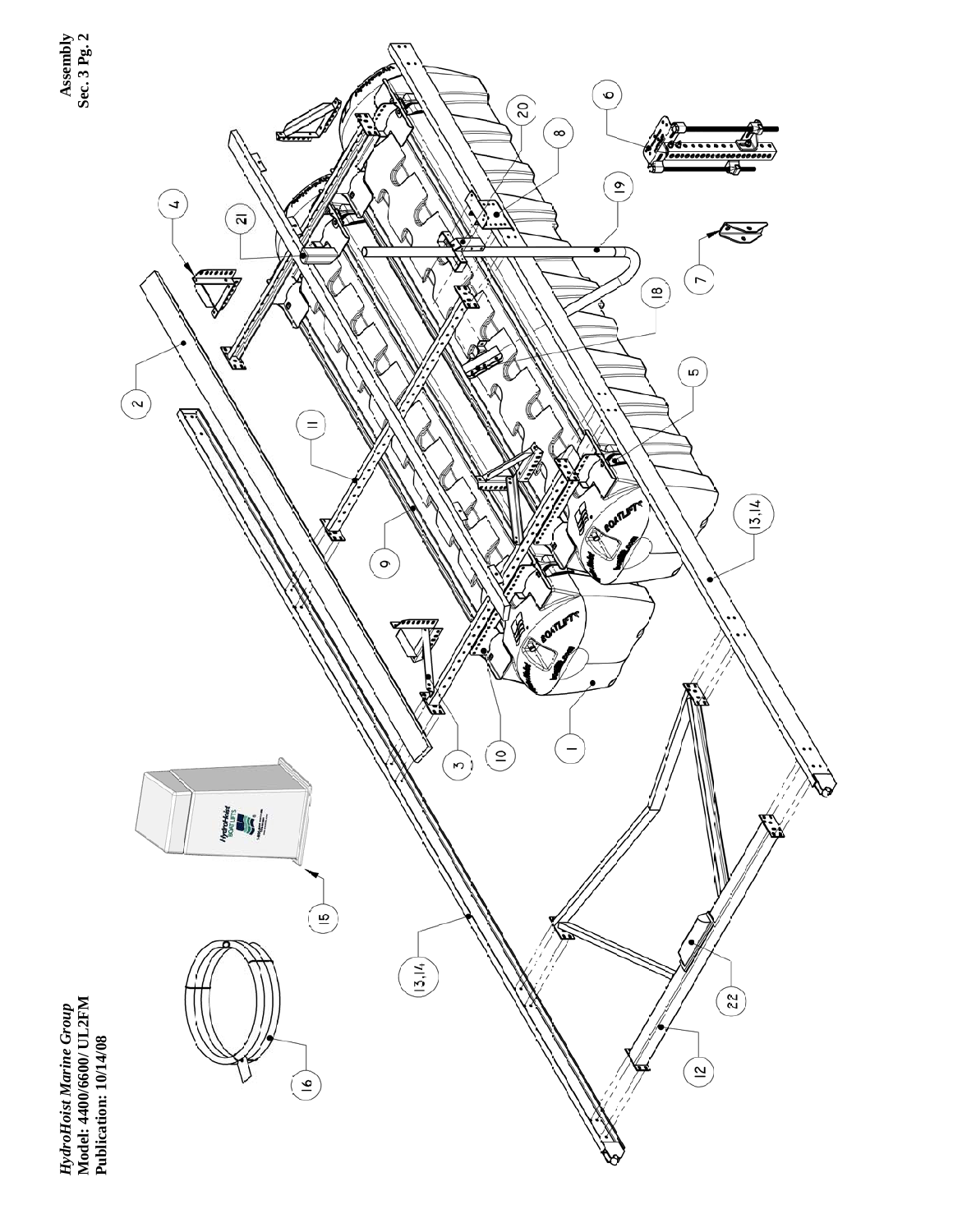*HydroHoist Marine Group*
**Model: 4400/6600/ UL2FM**
**Publication: 10/14/08**

**Assembly**
**Sec. 3 Pg. 2**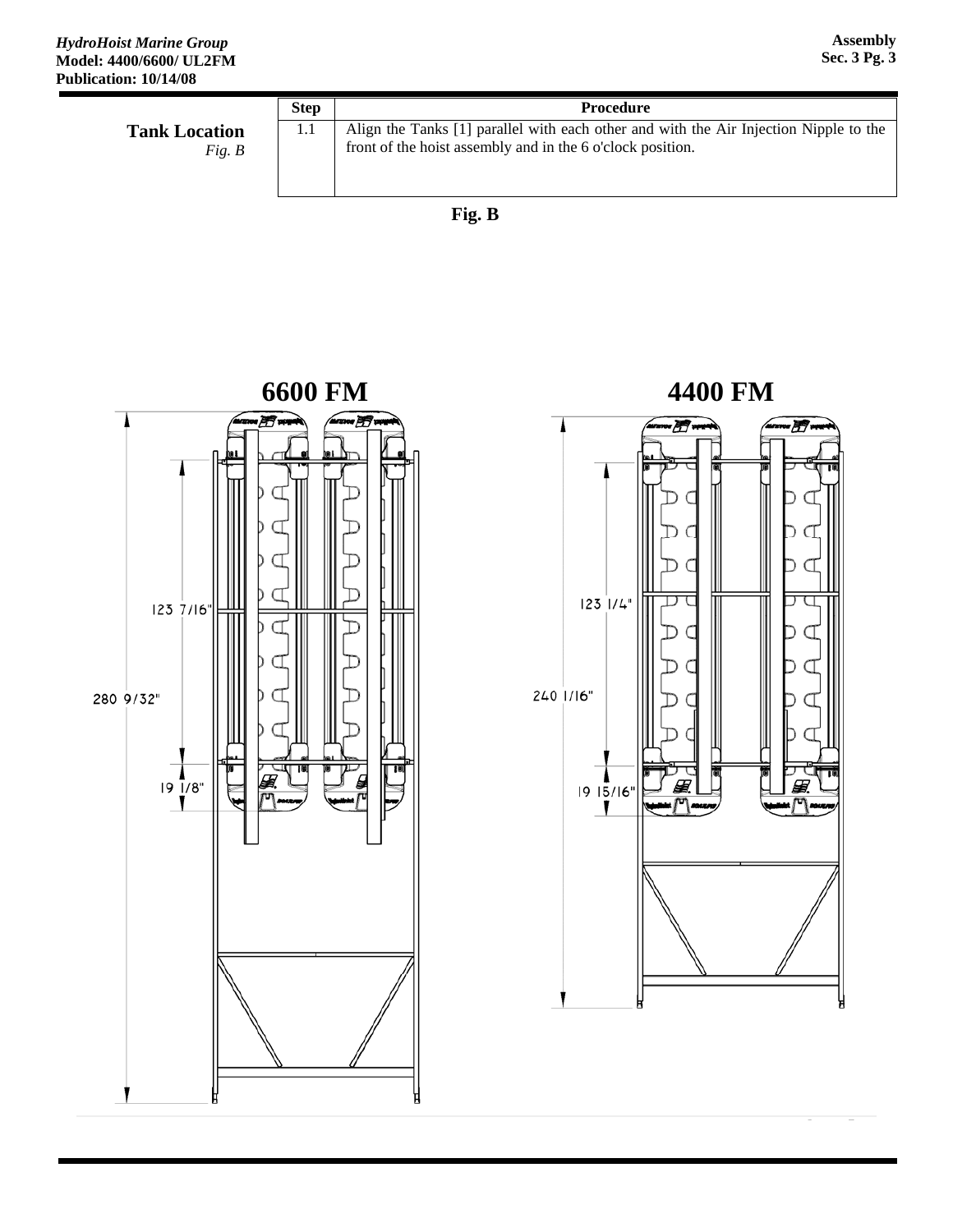**Tank Location**
*Fig. B*

| Step | Procedure |
|---|---|
| 1.1 | Align the Tanks [1] parallel with each other and with the Air Injection Nipple to the front of the hoist assembly and in the 6 o'clock position. |

**Fig. B**

**6600 FM**

**4400 FM**

280 9/32"

123 7/16"

19 1/8"

240 1/16"

123 1/4"

19 15/16"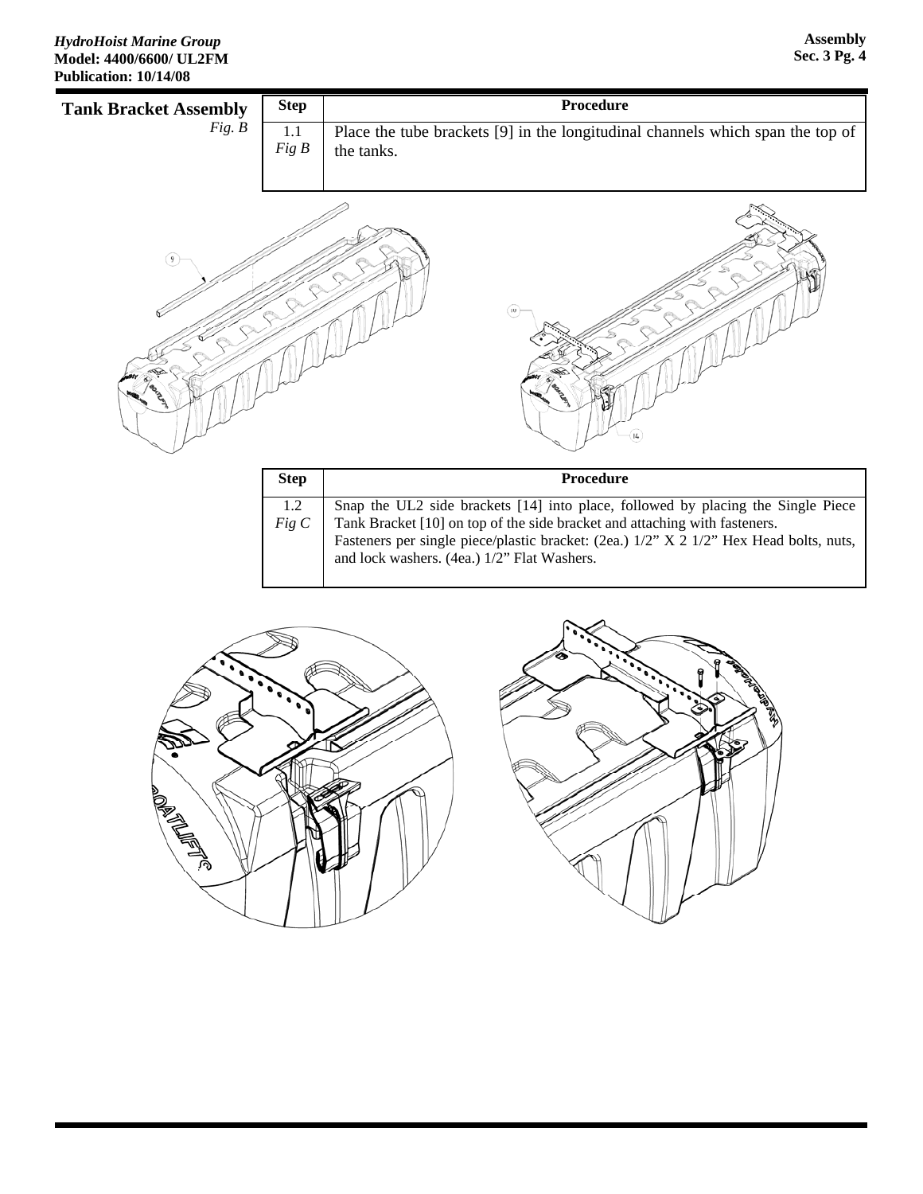## Tank Bracket Assembly

*Fig. B*

| Step | Procedure |
|---|---|
| 1.1 *Fig B* | Place the tube brackets [9] in the longitudinal channels which span the top of the tanks. |

| Step | Procedure |
|---|---|
| 1.2 *Fig C* | Snap the UL2 side brackets [14] into place, followed by placing the Single Piece Tank Bracket [10] on top of the side bracket and attaching with fasteners. Fasteners per single piece/plastic bracket: (2ea.) 1/2" X 2 1/2" Hex Head bolts, nuts, and lock washers. (4ea.) 1/2" Flat Washers. |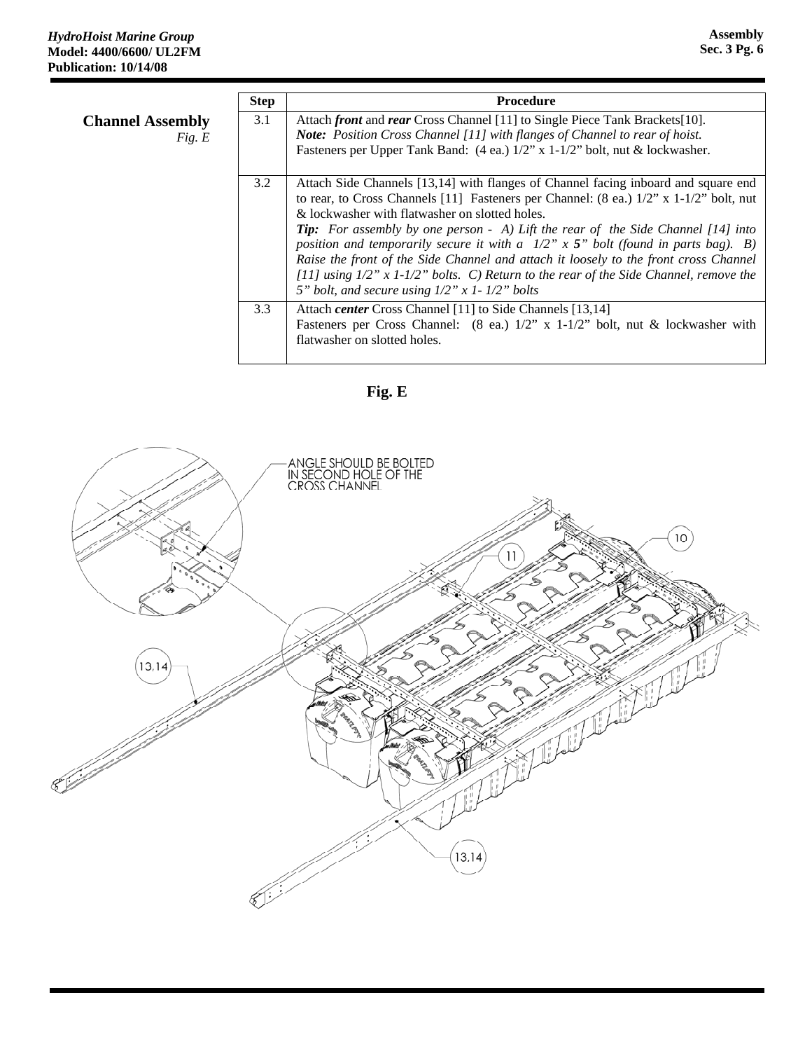## Channel Assembly

*Fig. E*

| Step | Procedure |
|---|---|
| 3.1 | Attach ***front*** and ***rear*** Cross Channel [11] to Single Piece Tank Brackets[10]. ***Note:*** *Position Cross Channel [11] with flanges of Channel to rear of hoist.* Fasteners per Upper Tank Band: (4 ea.) 1/2" x 1-1/2" bolt, nut & lockwasher. |
| 3.2 | Attach Side Channels [13,14] with flanges of Channel facing inboard and square end to rear, to Cross Channels [11] Fasteners per Channel: (8 ea.) 1/2" x 1-1/2" bolt, nut & lockwasher with flatwasher on slotted holes. ***Tip:*** *For assembly by one person - A) Lift the rear of the Side Channel [14] into position and temporarily secure it with a 1/2" x **5"** bolt (found in parts bag). B) Raise the front of the Side Channel and attach it loosely to the front cross Channel [11] using 1/2" x 1-1/2" bolts. C) Return to the rear of the Side Channel, remove the 5" bolt, and secure using 1/2" x 1- 1/2" bolts* |
| 3.3 | Attach ***center*** Cross Channel [11] to Side Channels [13,14] Fasteners per Cross Channel: (8 ea.) 1/2" x 1-1/2" bolt, nut & lockwasher with flatwasher on slotted holes. |

**Fig. E**

ANGLE SHOULD BE BOLTED IN SECOND HOLE OF THE CROSS CHANNEL

10

11

13,14

13,14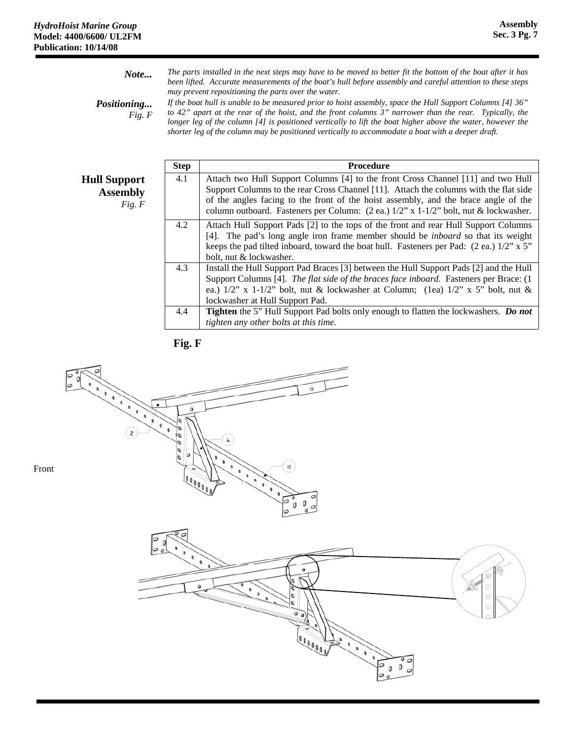***Note...*** *The parts installed in the next steps may have to be moved to better fit the bottom of the boat after it has been lifted. Accurate measurements of the boat's hull before assembly and careful attention to these steps may prevent repositioning the parts over the water.*

***Positioning...*** *Fig. F* *If the boat hull is unable to be measured prior to hoist assembly, space the Hull Support Columns [4] 36" to 42" apart at the rear of the hoist, and the front columns 3" narrower than the rear. Typically, the longer leg of the column [4] is positioned vertically to lift the boat higher above the water, however the shorter leg of the column may be positioned vertically to accommodate a boat with a deeper draft.*

## Hull Support Assembly

*Fig. F*

| Step | Procedure |
|---|---|
| 4.1 | Attach two Hull Support Columns [4] to the front Cross Channel [11] and two Hull Support Columns to the rear Cross Channel [11]. Attach the columns with the flat side of the angles facing to the front of the hoist assembly, and the brace angle of the column outboard. Fasteners per Column: (2 ea.) 1/2" x 1-1/2" bolt, nut & lockwasher. |
| 4.2 | Attach Hull Support Pads [2] to the tops of the front and rear Hull Support Columns [4]. The pad's long angle iron frame member should be *inboard* so that its weight keeps the pad tilted inboard, toward the boat hull. Fasteners per Pad: (2 ea.) 1/2" x 5" bolt, nut & lockwasher. |
| 4.3 | Install the Hull Support Pad Braces [3] between the Hull Support Pads [2] and the Hull Support Columns [4]. *The flat side of the braces face inboard.* Fasteners per Brace: (1 ea.) 1/2" x 1-1/2" bolt, nut & lockwasher at Column; (1ea) 1/2" x 5" bolt, nut & lockwasher at Hull Support Pad. |
| 4.4 | **Tighten** the 5" Hull Support Pad bolts only enough to flatten the lockwashers. ***Do not*** *tighten any other bolts at this time.* |

**Fig. F**

Front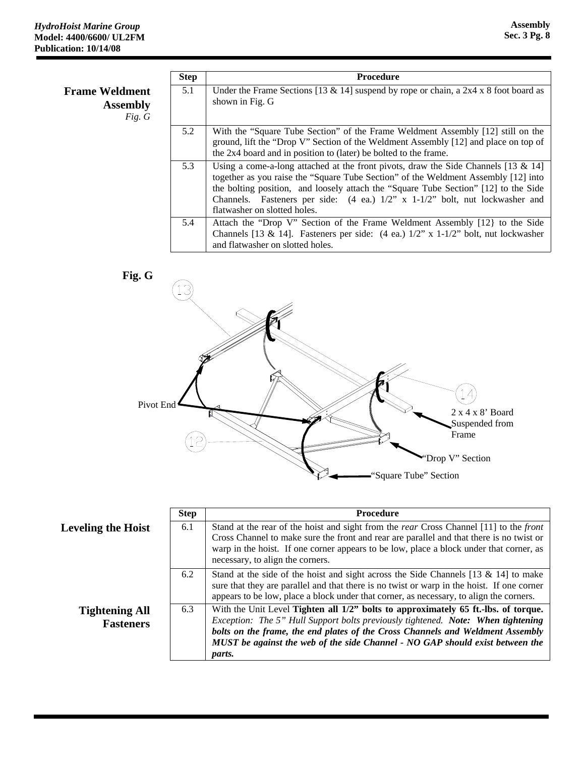## Frame Weldment Assembly

*Fig. G*

| Step | Procedure |
|---|---|
| 5.1 | Under the Frame Sections [13 & 14] suspend by rope or chain, a 2x4 x 8 foot board as shown in Fig. G |
| 5.2 | With the "Square Tube Section" of the Frame Weldment Assembly [12] still on the ground, lift the "Drop V" Section of the Weldment Assembly [12] and place on top of the 2x4 board and in position to (later) be bolted to the frame. |
| 5.3 | Using a come-a-long attached at the front pivots, draw the Side Channels [13 & 14] together as you raise the "Square Tube Section" of the Weldment Assembly [12] into the bolting position, and loosely attach the "Square Tube Section" [12] to the Side Channels. Fasteners per side: (4 ea.) 1/2" x 1-1/2" bolt, nut lockwasher and flatwasher on slotted holes. |
| 5.4 | Attach the "Drop V" Section of the Frame Weldment Assembly [12} to the Side Channels [13 & 14]. Fasteners per side: (4 ea.) 1/2" x 1-1/2" bolt, nut lockwasher and flatwasher on slotted holes. |

**Fig. G**

Pivot End

2 x 4 x 8' Board Suspended from Frame

"Drop V" Section

"Square Tube" Section

## Leveling the Hoist

## Tightening All Fasteners

| Step | Procedure |
|---|---|
| 6.1 | Stand at the rear of the hoist and sight from the *rear* Cross Channel [11] to the *front* Cross Channel to make sure the front and rear are parallel and that there is no twist or warp in the hoist. If one corner appears to be low, place a block under that corner, as necessary, to align the corners. |
| 6.2 | Stand at the side of the hoist and sight across the Side Channels [13 & 14] to make sure that they are parallel and that there is no twist or warp in the hoist. If one corner appears to be low, place a block under that corner, as necessary, to align the corners. |
| 6.3 | With the Unit Level **Tighten all 1/2" bolts to approximately 65 ft.-lbs. of torque.** *Exception: The 5" Hull Support bolts previously tightened.* ***Note: When tightening bolts on the frame, the end plates of the Cross Channels and Weldment Assembly MUST be against the web of the side Channel - NO GAP should exist between the parts.*** |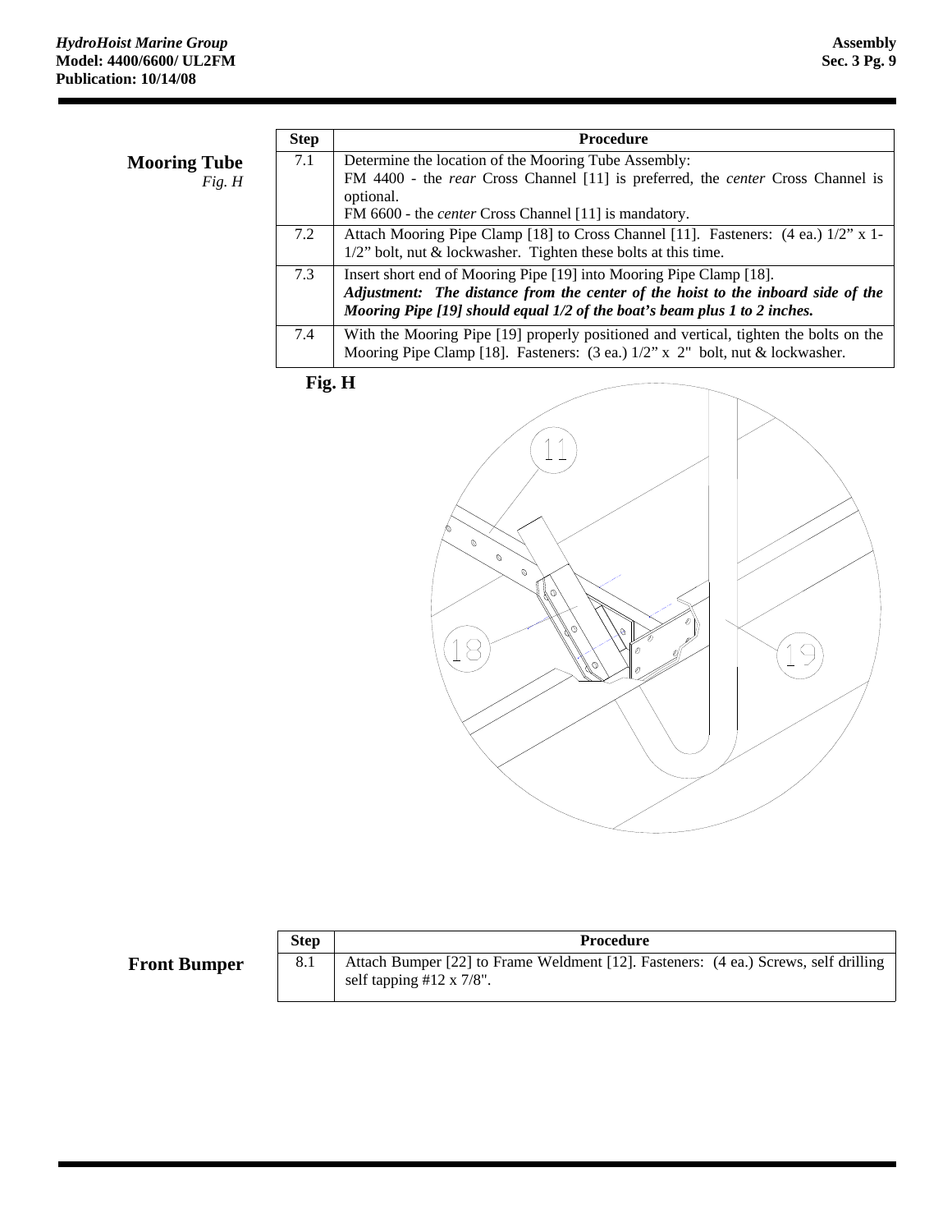## Mooring Tube

*Fig. H*

| Step | Procedure |
|---|---|
| 7.1 | Determine the location of the Mooring Tube Assembly:<br>FM 4400 - the *rear* Cross Channel [11] is preferred, the *center* Cross Channel is optional.<br>FM 6600 - the *center* Cross Channel [11] is mandatory. |
| 7.2 | Attach Mooring Pipe Clamp [18] to Cross Channel [11]. Fasteners: (4 ea.) 1/2” x 1-1/2” bolt, nut & lockwasher. Tighten these bolts at this time. |
| 7.3 | Insert short end of Mooring Pipe [19] into Mooring Pipe Clamp [18].<br>***Adjustment: The distance from the center of the hoist to the inboard side of the Mooring Pipe [19] should equal 1/2 of the boat’s beam plus 1 to 2 inches.*** |
| 7.4 | With the Mooring Pipe [19] properly positioned and vertical, tighten the bolts on the Mooring Pipe Clamp [18]. Fasteners: (3 ea.) 1/2” x 2" bolt, nut & lockwasher. |

**Fig. H**

11

18

19

## Front Bumper

| Step | Procedure |
|---|---|
| 8.1 | Attach Bumper [22] to Frame Weldment [12]. Fasteners: (4 ea.) Screws, self drilling self tapping #12 x 7/8". |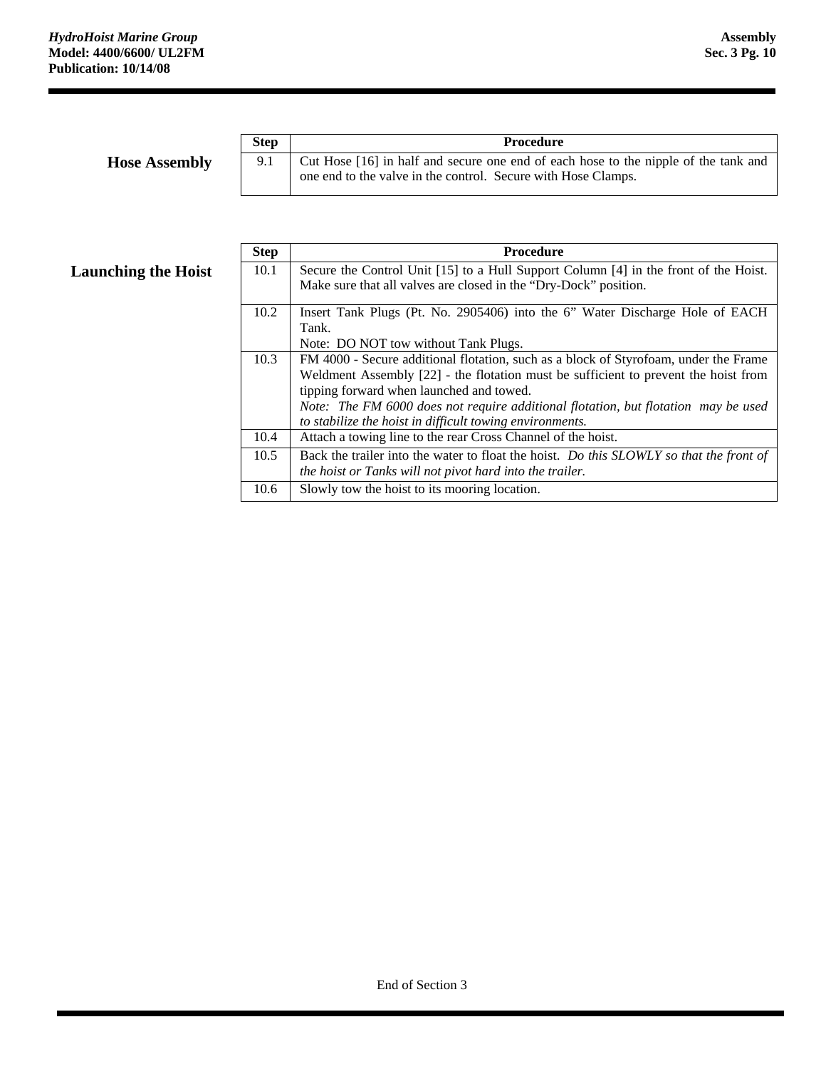## Hose Assembly

| Step | Procedure |
|---|---|
| 9.1 | Cut Hose [16] in half and secure one end of each hose to the nipple of the tank and one end to the valve in the control. Secure with Hose Clamps. |

## Launching the Hoist

| Step | Procedure |
|---|---|
| 10.1 | Secure the Control Unit [15] to a Hull Support Column [4] in the front of the Hoist. Make sure that all valves are closed in the "Dry-Dock" position. |
| 10.2 | Insert Tank Plugs (Pt. No. 2905406) into the 6" Water Discharge Hole of EACH Tank.<br>Note: DO NOT tow without Tank Plugs. |
| 10.3 | FM 4000 - Secure additional flotation, such as a block of Styrofoam, under the Frame Weldment Assembly [22] - the flotation must be sufficient to prevent the hoist from tipping forward when launched and towed.<br>*Note: The FM 6000 does not require additional flotation, but flotation may be used to stabilize the hoist in difficult towing environments.* |
| 10.4 | Attach a towing line to the rear Cross Channel of the hoist. |
| 10.5 | Back the trailer into the water to float the hoist. *Do this SLOWLY so that the front of the hoist or Tanks will not pivot hard into the trailer.* |
| 10.6 | Slowly tow the hoist to its mooring location. |

End of Section 3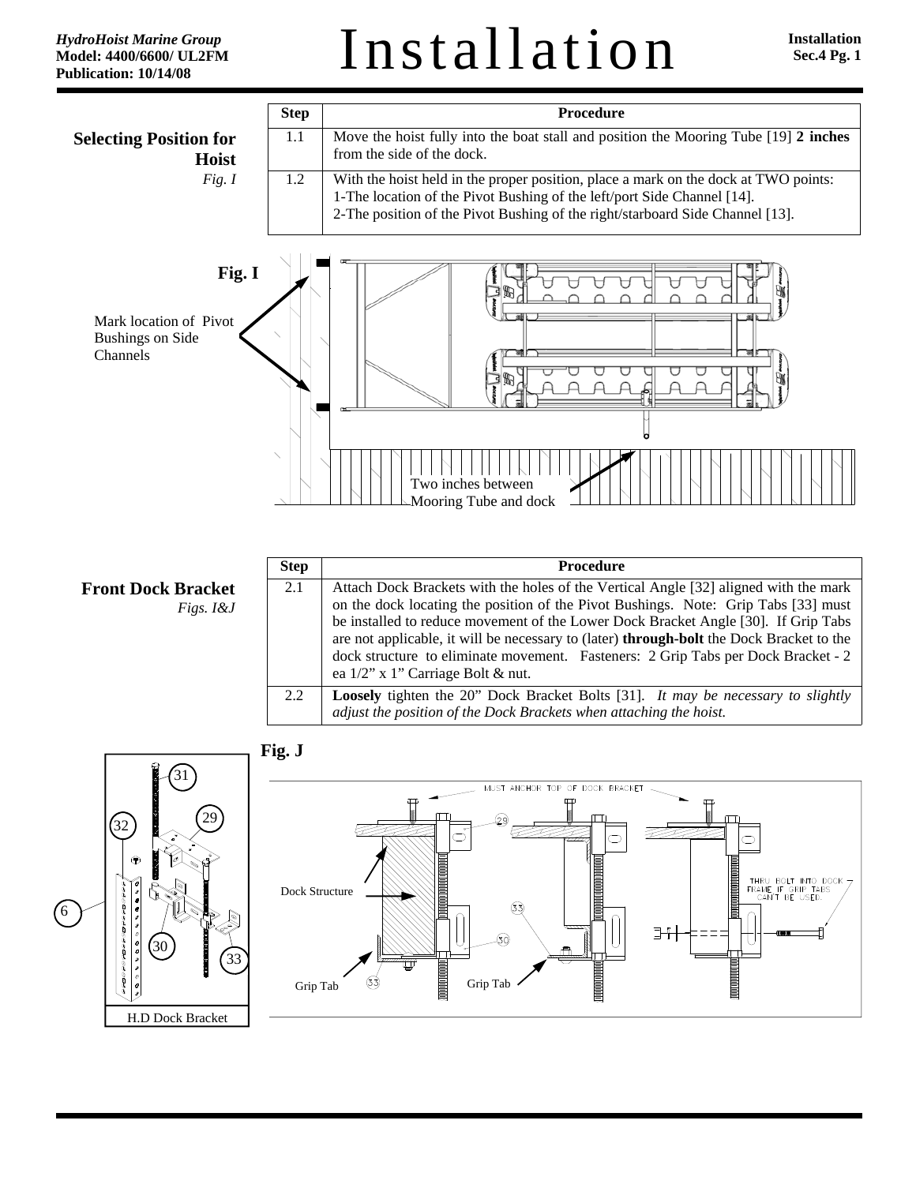# Installation

## Selecting Position for Hoist

*Fig. I*

| Step | Procedure |
|---|---|
| 1.1 | Move the hoist fully into the boat stall and position the Mooring Tube [19] **2 inches** from the side of the dock. |
| 1.2 | With the hoist held in the proper position, place a mark on the dock at TWO points:<br>1-The location of the Pivot Bushing of the left/port Side Channel [14].<br>2-The position of the Pivot Bushing of the right/starboard Side Channel [13]. |

**Fig. I**

Mark location of Pivot Bushings on Side Channels

Two inches between Mooring Tube and dock

## Front Dock Bracket

*Figs. I&J*

| Step | Procedure |
|---|---|
| 2.1 | Attach Dock Brackets with the holes of the Vertical Angle [32] aligned with the mark on the dock locating the position of the Pivot Bushings. Note: Grip Tabs [33] must be installed to reduce movement of the Lower Dock Bracket Angle [30]. If Grip Tabs are not applicable, it will be necessary to (later) **through-bolt** the Dock Bracket to the dock structure to eliminate movement. Fasteners: 2 Grip Tabs per Dock Bracket - 2 ea 1/2" x 1" Carriage Bolt & nut. |
| 2.2 | **Loosely** tighten the 20" Dock Bracket Bolts [31]. *It may be necessary to slightly adjust the position of the Dock Brackets when attaching the hoist.* |

**Fig. J**

H.D Dock Bracket

MUST ANCHOR TOP OF DOCK BRACKET

Dock Structure

Grip Tab

Grip Tab

THRU BOLT INTO DOCK FRAME IF GRIP TABS CAN'T BE USED.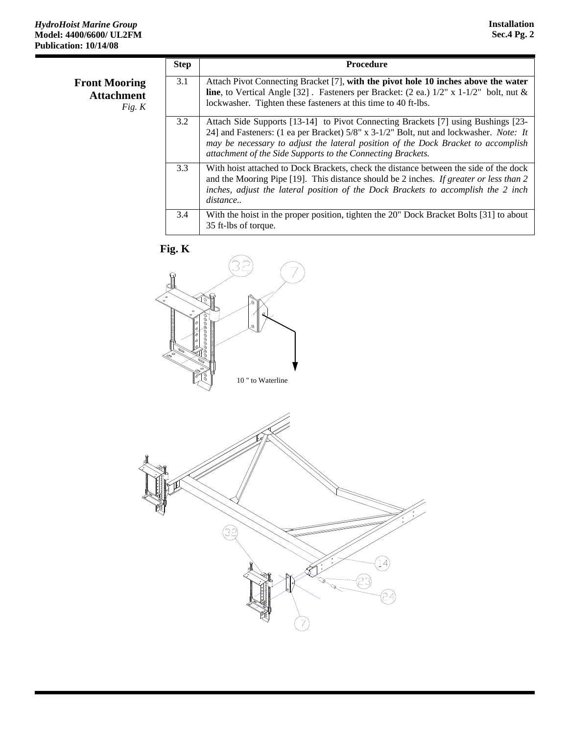## Front Mooring Attachment

*Fig. K*

| Step | Procedure |
|---|---|
| 3.1 | Attach Pivot Connecting Bracket [7], **with the pivot hole 10 inches above the water line**, to Vertical Angle [32] . Fasteners per Bracket: (2 ea.) 1/2" x 1-1/2" bolt, nut & lockwasher. Tighten these fasteners at this time to 40 ft-lbs. |
| 3.2 | Attach Side Supports [13-14] to Pivot Connecting Brackets [7] using Bushings [23-24] and Fasteners: (1 ea per Bracket) 5/8" x 3-1/2" Bolt, nut and lockwasher. *Note: It may be necessary to adjust the lateral position of the Dock Bracket to accomplish attachment of the Side Supports to the Connecting Brackets.* |
| 3.3 | With hoist attached to Dock Brackets, check the distance between the side of the dock and the Mooring Pipe [19]. This distance should be 2 inches. *If greater or less than 2 inches, adjust the lateral position of the Dock Brackets to accomplish the 2 inch distance..* |
| 3.4 | With the hoist in the proper position, tighten the 20" Dock Bracket Bolts [31] to about 35 ft-lbs of torque. |

**Fig. K**

32 7

10 " to Waterline

32 14 23 24 7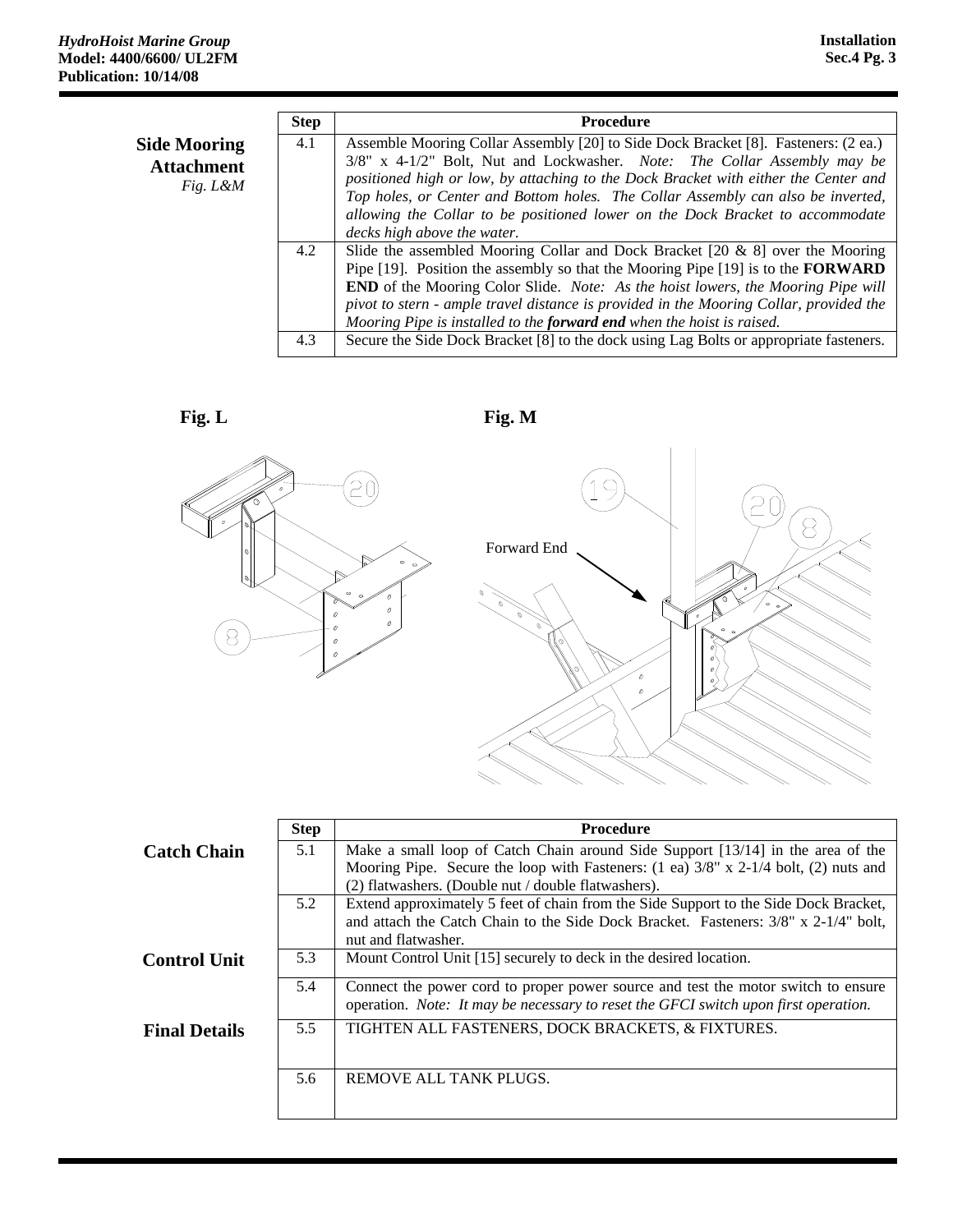## Side Mooring Attachment

*Fig. L&M*

| Step | Procedure |
|---|---|
| 4.1 | Assemble Mooring Collar Assembly [20] to Side Dock Bracket [8]. Fasteners: (2 ea.) 3/8" x 4-1/2" Bolt, Nut and Lockwasher. *Note: The Collar Assembly may be positioned high or low, by attaching to the Dock Bracket with either the Center and Top holes, or Center and Bottom holes. The Collar Assembly can also be inverted, allowing the Collar to be positioned lower on the Dock Bracket to accommodate decks high above the water.* |
| 4.2 | Slide the assembled Mooring Collar and Dock Bracket [20 & 8] over the Mooring Pipe [19]. Position the assembly so that the Mooring Pipe [19] is to the **FORWARD END** of the Mooring Color Slide. *Note: As the hoist lowers, the Mooring Pipe will pivot to stern - ample travel distance is provided in the Mooring Collar, provided the Mooring Pipe is installed to the **forward end** when the hoist is raised.* |
| 4.3 | Secure the Side Dock Bracket [8] to the dock using Lag Bolts or appropriate fasteners. |

**Fig. L**

**Fig. M**

Forward End

## Catch Chain

| Step | Procedure |
|---|---|
| 5.1 | Make a small loop of Catch Chain around Side Support [13/14] in the area of the Mooring Pipe. Secure the loop with Fasteners: (1 ea) 3/8" x 2-1/4 bolt, (2) nuts and (2) flatwashers. (Double nut / double flatwashers). |
| 5.2 | Extend approximately 5 feet of chain from the Side Support to the Side Dock Bracket, and attach the Catch Chain to the Side Dock Bracket. Fasteners: 3/8" x 2-1/4" bolt, nut and flatwasher. |

## Control Unit

| Step | Procedure |
|---|---|
| 5.3 | Mount Control Unit [15] securely to deck in the desired location. |
| 5.4 | Connect the power cord to proper power source and test the motor switch to ensure operation. *Note: It may be necessary to reset the GFCI switch upon first operation.* |

## Final Details

| Step | Procedure |
|---|---|
| 5.5 | TIGHTEN ALL FASTENERS, DOCK BRACKETS, & FIXTURES. |
| 5.6 | REMOVE ALL TANK PLUGS. |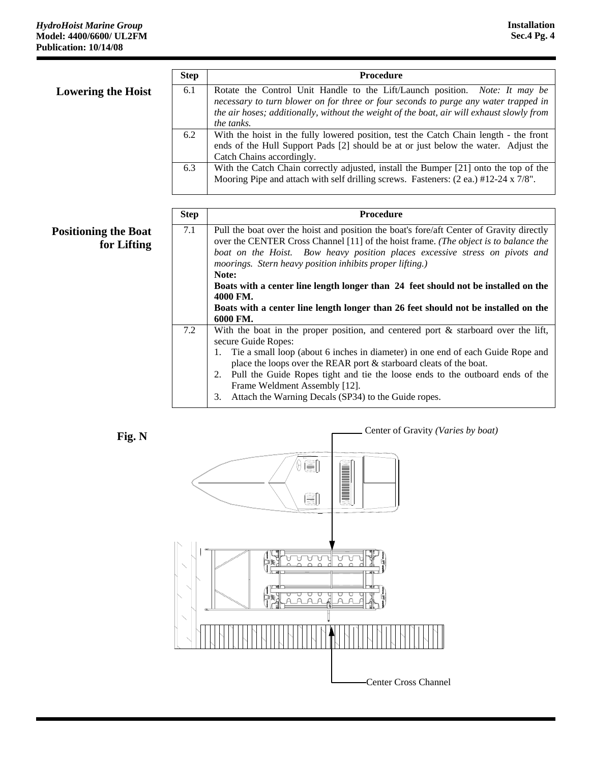## Lowering the Hoist

| Step | Procedure |
|---|---|
| 6.1 | Rotate the Control Unit Handle to the Lift/Launch position. *Note: It may be necessary to turn blower on for three or four seconds to purge any water trapped in the air hoses; additionally, without the weight of the boat, air will exhaust slowly from the tanks.* |
| 6.2 | With the hoist in the fully lowered position, test the Catch Chain length - the front ends of the Hull Support Pads [2] should be at or just below the water. Adjust the Catch Chains accordingly. |
| 6.3 | With the Catch Chain correctly adjusted, install the Bumper [21] onto the top of the Mooring Pipe and attach with self drilling screws. Fasteners: (2 ea.) #12-24 x 7/8". |

## Positioning the Boat for Lifting

| Step | Procedure |
|---|---|
| 7.1 | Pull the boat over the hoist and position the boat's fore/aft Center of Gravity directly over the CENTER Cross Channel [11] of the hoist frame. *(The object is to balance the boat on the Hoist. Bow heavy position places excessive stress on pivots and moorings. Stern heavy position inhibits proper lifting.)*<br>**Note:**<br>**Boats with a center line length longer than 24 feet should not be installed on the 4000 FM.**<br>**Boats with a center line length longer than 26 feet should not be installed on the 6000 FM.** |
| 7.2 | With the boat in the proper position, and centered port & starboard over the lift, secure Guide Ropes:<br>1. Tie a small loop (about 6 inches in diameter) in one end of each Guide Rope and place the loops over the REAR port & starboard cleats of the boat.<br>2. Pull the Guide Ropes tight and tie the loose ends to the outboard ends of the Frame Weldment Assembly [12].<br>3. Attach the Warning Decals (SP34) to the Guide ropes. |

**Fig. N**

Center of Gravity *(Varies by boat)*

Center Cross Channel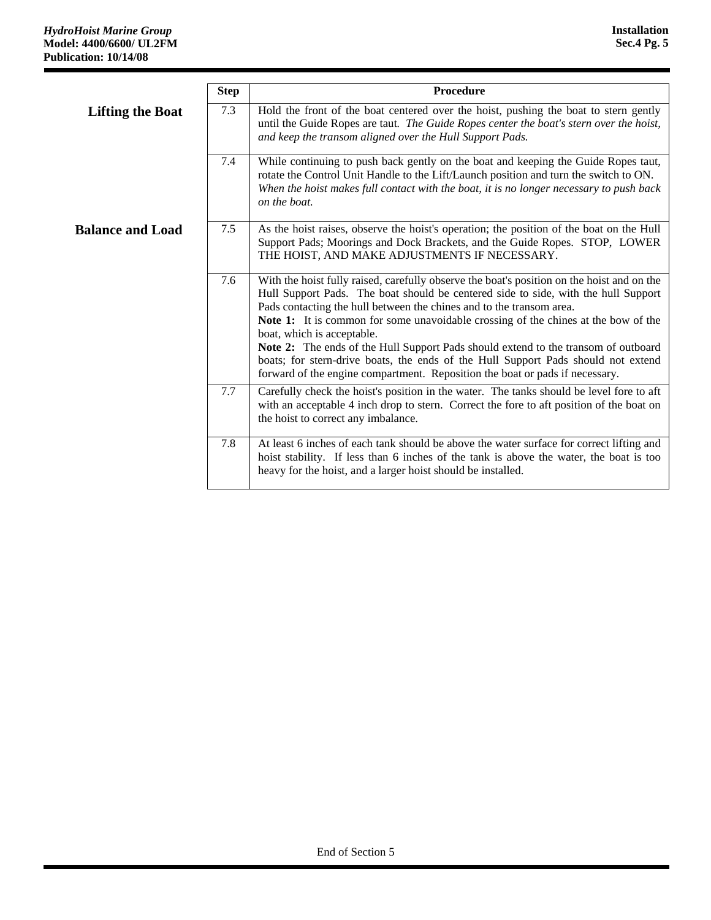## Lifting the Boat

| Step | Procedure |
| --- | --- |
| 7.3 | Hold the front of the boat centered over the hoist, pushing the boat to stern gently until the Guide Ropes are taut. *The Guide Ropes center the boat's stern over the hoist, and keep the transom aligned over the Hull Support Pads.* |
| 7.4 | While continuing to push back gently on the boat and keeping the Guide Ropes taut, rotate the Control Unit Handle to the Lift/Launch position and turn the switch to ON. *When the hoist makes full contact with the boat, it is no longer necessary to push back on the boat.* |

## Balance and Load

| Step | Procedure |
| --- | --- |
| 7.5 | As the hoist raises, observe the hoist's operation; the position of the boat on the Hull Support Pads; Moorings and Dock Brackets, and the Guide Ropes. STOP, LOWER THE HOIST, AND MAKE ADJUSTMENTS IF NECESSARY. |
| 7.6 | With the hoist fully raised, carefully observe the boat's position on the hoist and on the Hull Support Pads. The boat should be centered side to side, with the hull Support Pads contacting the hull between the chines and to the transom area.<br>**Note 1:** It is common for some unavoidable crossing of the chines at the bow of the boat, which is acceptable.<br>**Note 2:** The ends of the Hull Support Pads should extend to the transom of outboard boats; for stern-drive boats, the ends of the Hull Support Pads should not extend forward of the engine compartment. Reposition the boat or pads if necessary. |
| 7.7 | Carefully check the hoist's position in the water. The tanks should be level fore to aft with an acceptable 4 inch drop to stern. Correct the fore to aft position of the boat on the hoist to correct any imbalance. |
| 7.8 | At least 6 inches of each tank should be above the water surface for correct lifting and hoist stability. If less than 6 inches of the tank is above the water, the boat is too heavy for the hoist, and a larger hoist should be installed. |

End of Section 5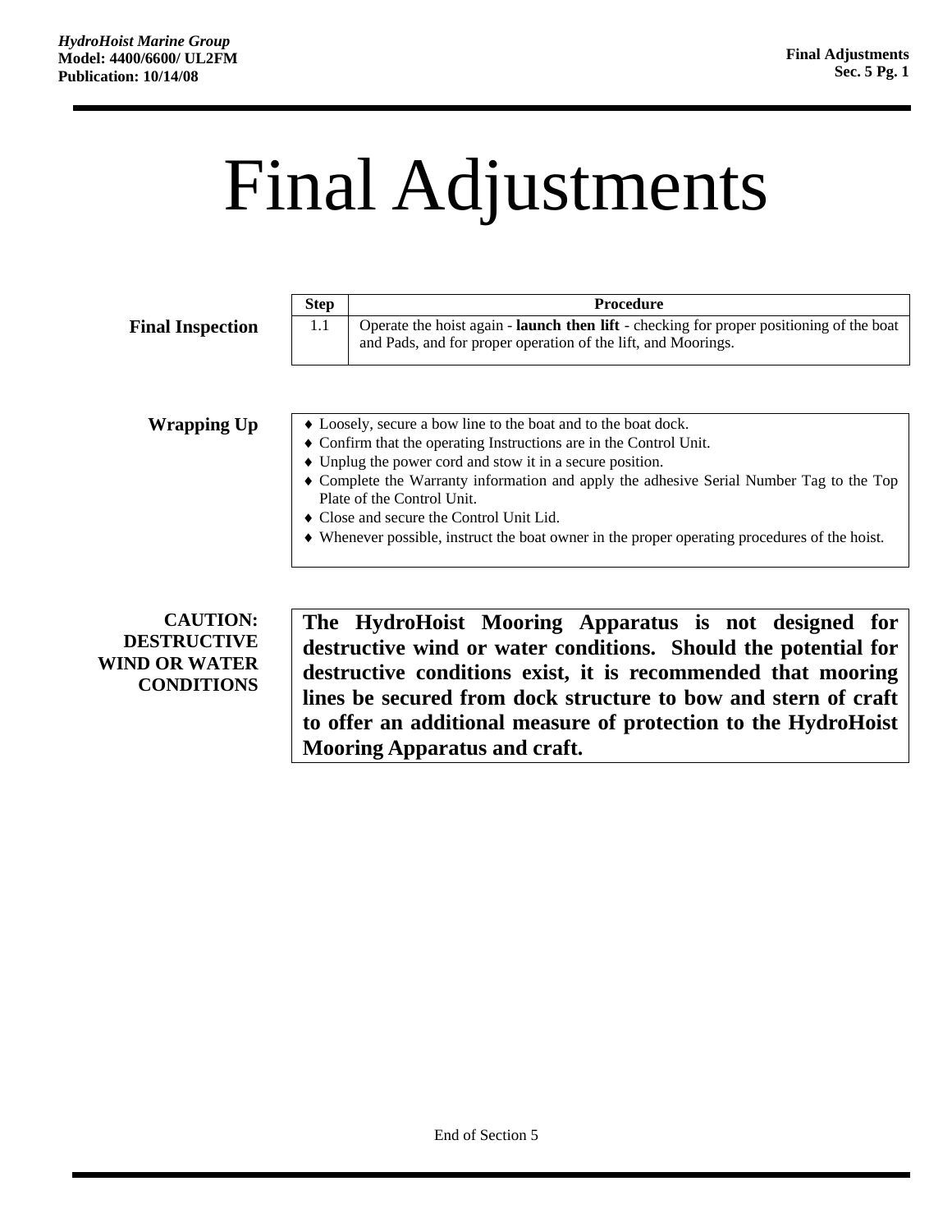# Final Adjustments

**Final Inspection**

| Step | Procedure |
|---|---|
| 1.1 | Operate the hoist again - **launch then lift** - checking for proper positioning of the boat and Pads, and for proper operation of the lift, and Moorings. |

**Wrapping Up**

- Loosely, secure a bow line to the boat and to the boat dock.
- Confirm that the operating Instructions are in the Control Unit.
- Unplug the power cord and stow it in a secure position.
- Complete the Warranty information and apply the adhesive Serial Number Tag to the Top Plate of the Control Unit.
- Close and secure the Control Unit Lid.
- Whenever possible, instruct the boat owner in the proper operating procedures of the hoist.

**CAUTION: DESTRUCTIVE WIND OR WATER CONDITIONS**

**The HydroHoist Mooring Apparatus is not designed for destructive wind or water conditions. Should the potential for destructive conditions exist, it is recommended that mooring lines be secured from dock structure to bow and stern of craft to offer an additional measure of protection to the HydroHoist Mooring Apparatus and craft.**

End of Section 5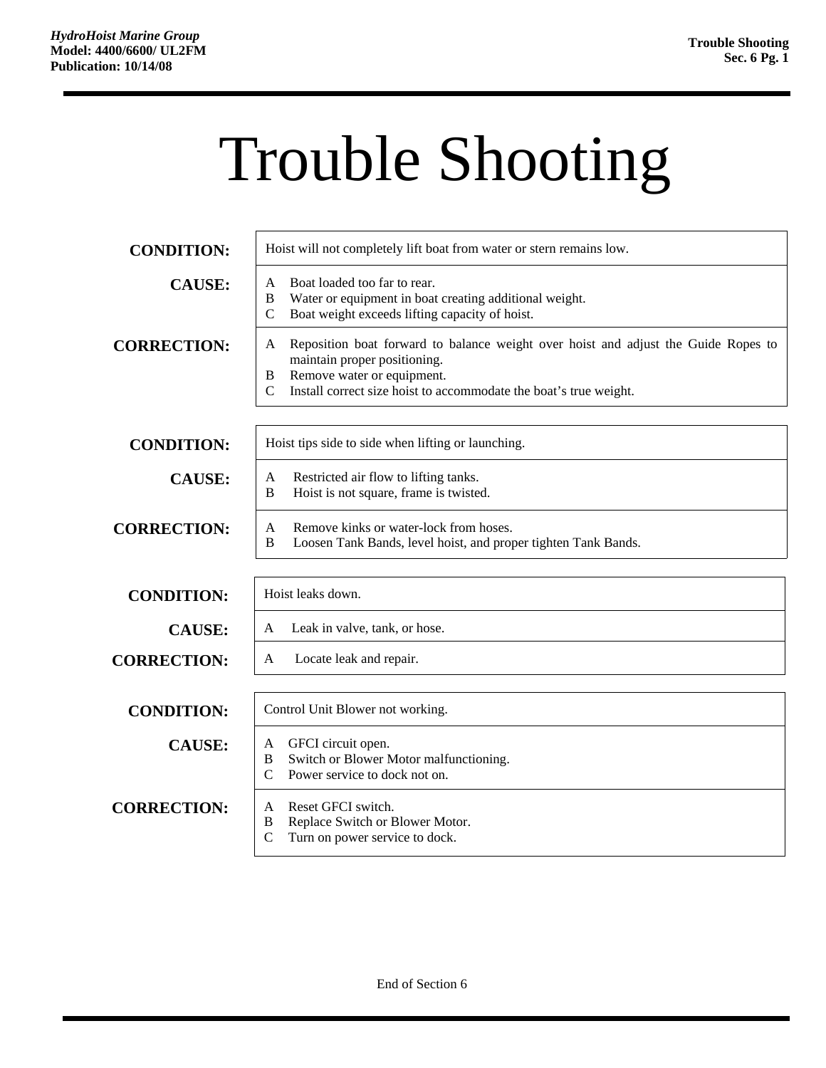# Trouble Shooting

| | |
|---|---|
| **CONDITION:** | Hoist will not completely lift boat from water or stern remains low. |
| **CAUSE:** | A Boat loaded too far to rear.<br>B Water or equipment in boat creating additional weight.<br>C Boat weight exceeds lifting capacity of hoist. |
| **CORRECTION:** | A Reposition boat forward to balance weight over hoist and adjust the Guide Ropes to maintain proper positioning.<br>B Remove water or equipment.<br>C Install correct size hoist to accommodate the boat's true weight. |

| | |
|---|---|
| **CONDITION:** | Hoist tips side to side when lifting or launching. |
| **CAUSE:** | A Restricted air flow to lifting tanks.<br>B Hoist is not square, frame is twisted. |
| **CORRECTION:** | A Remove kinks or water-lock from hoses.<br>B Loosen Tank Bands, level hoist, and proper tighten Tank Bands. |

| | |
|---|---|
| **CONDITION:** | Hoist leaks down. |
| **CAUSE:** | A Leak in valve, tank, or hose. |
| **CORRECTION:** | A Locate leak and repair. |

| | |
|---|---|
| **CONDITION:** | Control Unit Blower not working. |
| **CAUSE:** | A GFCI circuit open.<br>B Switch or Blower Motor malfunctioning.<br>C Power service to dock not on. |
| **CORRECTION:** | A Reset GFCI switch.<br>B Replace Switch or Blower Motor.<br>C Turn on power service to dock. |

End of Section 6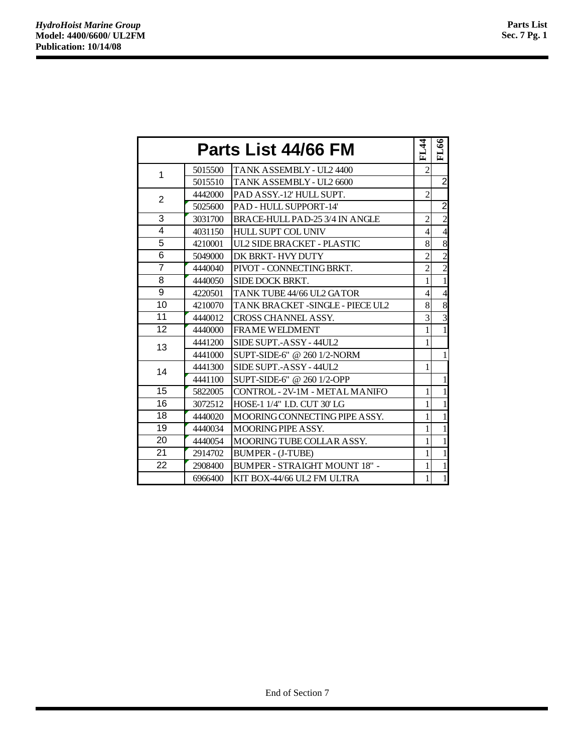| Parts List 44/66 FM | | | FL44 | FL66 |
|---|---|---|---|---|
| 1 | 5015500 | TANK ASSEMBLY - UL2 4400 | 2 | |
| | 5015510 | TANK ASSEMBLY - UL2 6600 | | 2 |
| 2 | 4442000 | PAD ASSY.-12' HULL SUPT. | 2 | |
| | 5025600 | PAD - HULL SUPPORT-14' | | 2 |
| 3 | 3031700 | BRACE-HULL PAD-25 3/4 IN ANGLE | 2 | 2 |
| 4 | 4031150 | HULL SUPT COL UNIV | 4 | 4 |
| 5 | 4210001 | UL2 SIDE BRACKET - PLASTIC | 8 | 8 |
| 6 | 5049000 | DK BRKT- HVY DUTY | 2 | 2 |
| 7 | 4440040 | PIVOT - CONNECTING BRKT. | 2 | 2 |
| 8 | 4440050 | SIDE DOCK BRKT. | 1 | 1 |
| 9 | 4220501 | TANK TUBE 44/66 UL2 GATOR | 4 | 4 |
| 10 | 4210070 | TANK BRACKET -SINGLE - PIECE UL2 | 8 | 8 |
| 11 | 4440012 | CROSS CHANNEL ASSY. | 3 | 3 |
| 12 | 4440000 | FRAME WELDMENT | 1 | 1 |
| 13 | 4441200 | SIDE SUPT.-ASSY - 44UL2 | 1 | |
| | 4441000 | SUPT-SIDE-6" @ 260 1/2-NORM | | 1 |
| 14 | 4441300 | SIDE SUPT.-ASSY - 44UL2 | 1 | |
| | 4441100 | SUPT-SIDE-6" @ 260 1/2-OPP | | 1 |
| 15 | 5822005 | CONTROL - 2V-1M - METAL MANIFO | 1 | 1 |
| 16 | 3072512 | HOSE-1 1/4" I.D. CUT 30' LG | 1 | 1 |
| 18 | 4440020 | MOORING CONNECTING PIPE ASSY. | 1 | 1 |
| 19 | 4440034 | MOORING PIPE ASSY. | 1 | 1 |
| 20 | 4440054 | MOORING TUBE COLLAR ASSY. | 1 | 1 |
| 21 | 2914702 | BUMPER - (J-TUBE) | 1 | 1 |
| 22 | 2908400 | BUMPER - STRAIGHT MOUNT 18" - | 1 | 1 |
| | 6966400 | KIT BOX-44/66 UL2 FM ULTRA | 1 | 1 |

End of Section 7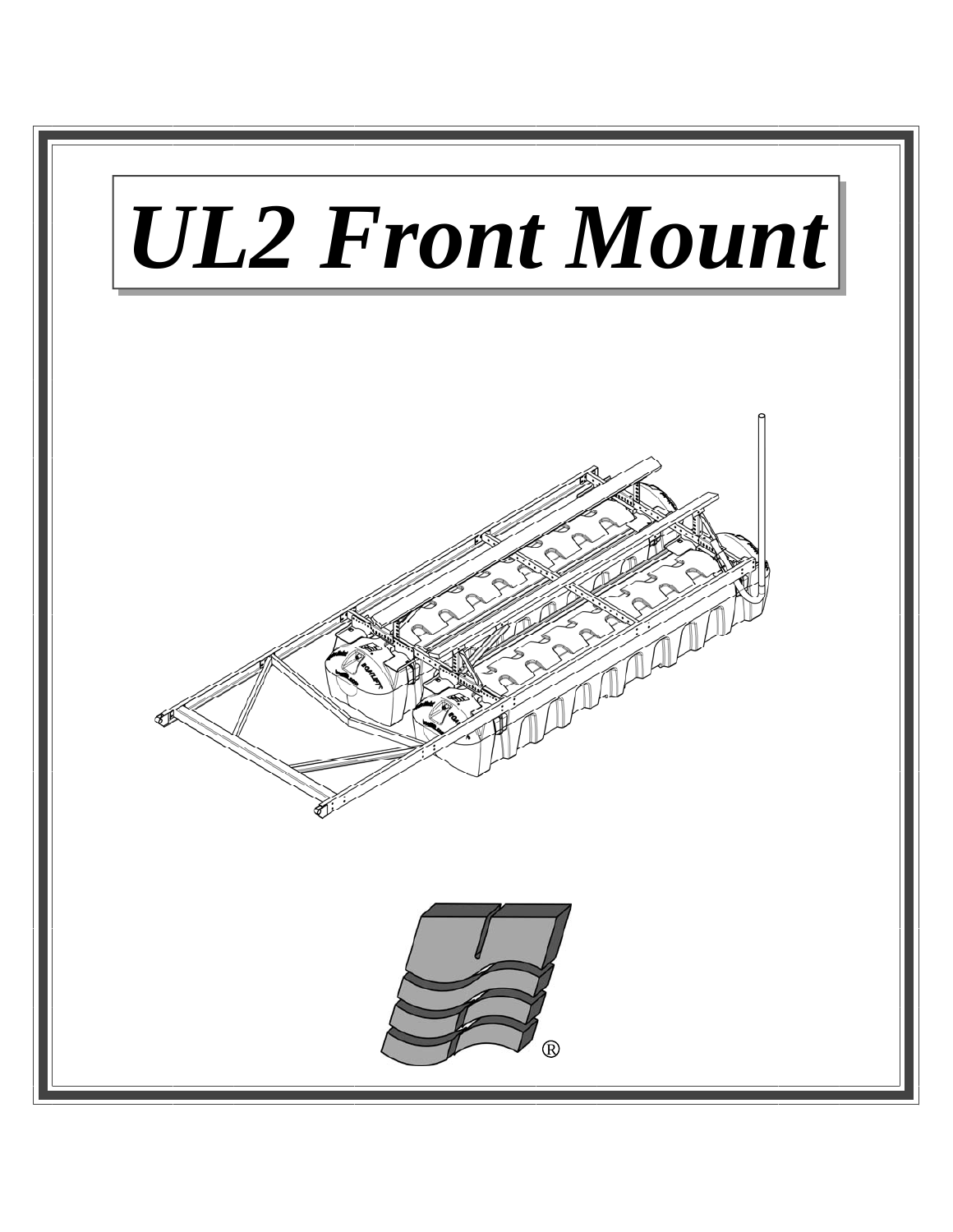# *UL2 Front Mount*